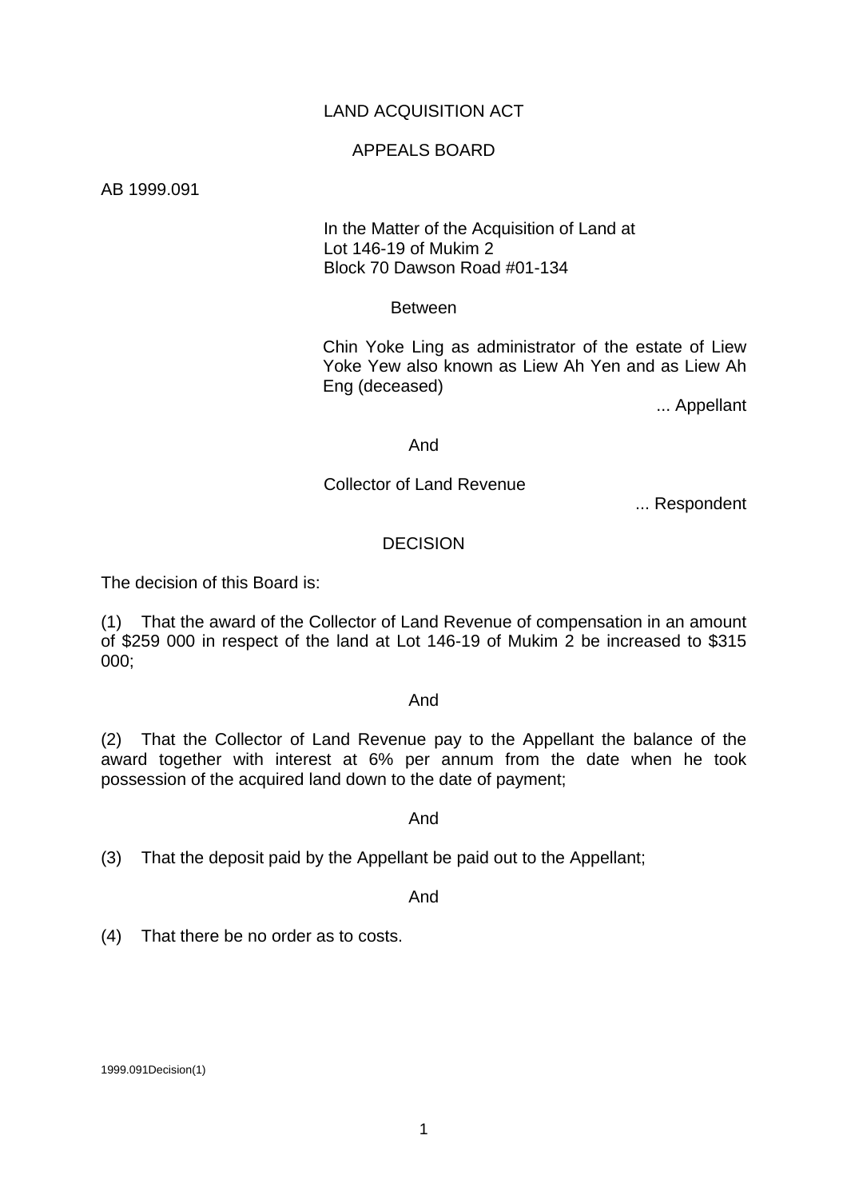# LAND ACQUISITION ACT

## APPEALS BOARD

AB 1999.091

In the Matter of the Acquisition of Land at
Lot 146-19 of Mukim 2
Block 70 Dawson Road #01-134

Between

Chin Yoke Ling as administrator of the estate of Liew Yoke Yew also known as Liew Ah Yen and as Liew Ah Eng (deceased)

... Appellant

And

Collector of Land Revenue

... Respondent

## DECISION

The decision of this Board is:

(1) That the award of the Collector of Land Revenue of compensation in an amount of $259 000 in respect of the land at Lot 146-19 of Mukim 2 be increased to $315 000;

And

(2) That the Collector of Land Revenue pay to the Appellant the balance of the award together with interest at 6% per annum from the date when he took possession of the acquired land down to the date of payment;

And

(3) That the deposit paid by the Appellant be paid out to the Appellant;

And

(4) That there be no order as to costs.

1999.091Decision(1)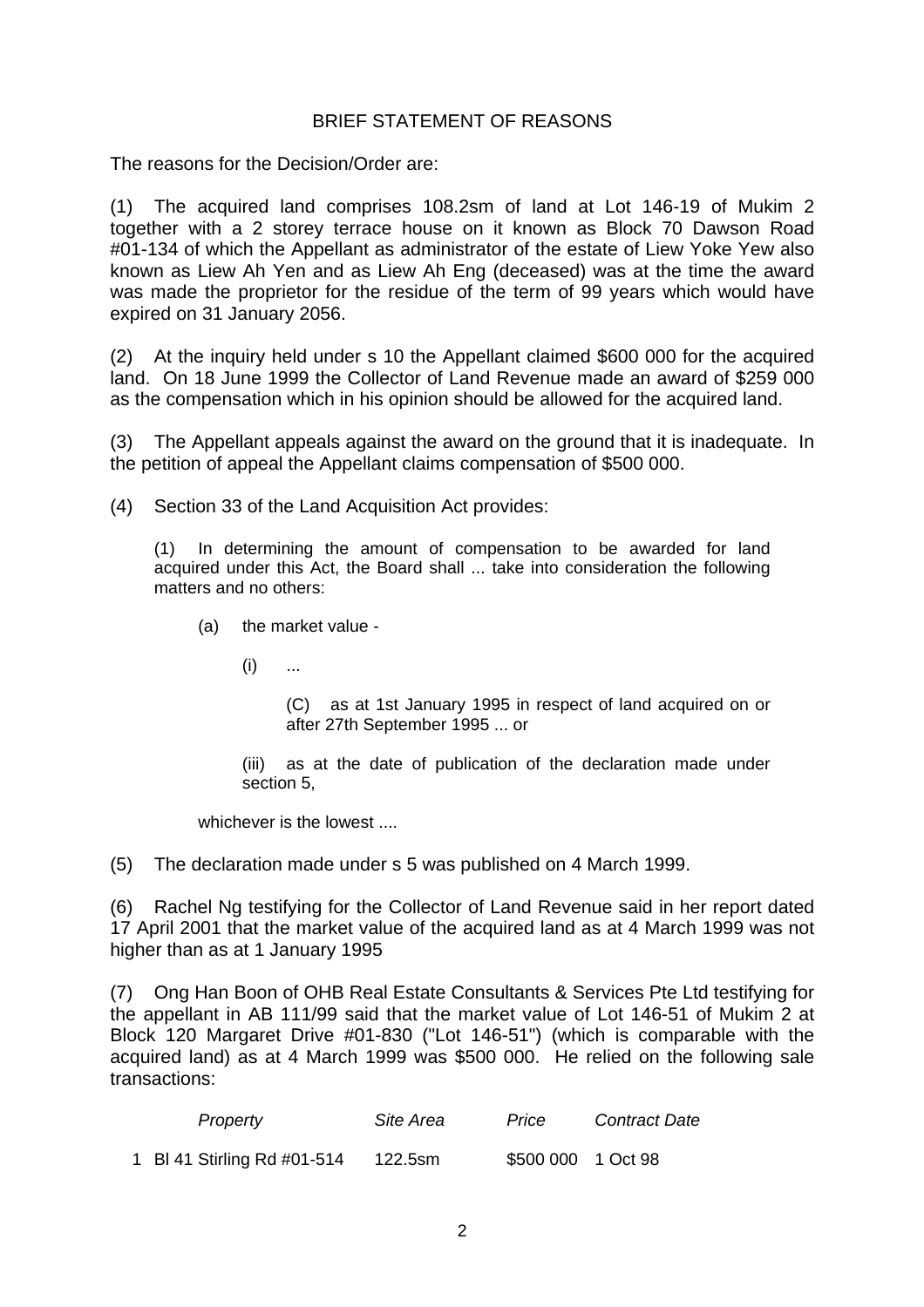BRIEF STATEMENT OF REASONS

The reasons for the Decision/Order are:

(1) The acquired land comprises 108.2sm of land at Lot 146-19 of Mukim 2 together with a 2 storey terrace house on it known as Block 70 Dawson Road #01-134 of which the Appellant as administrator of the estate of Liew Yoke Yew also known as Liew Ah Yen and as Liew Ah Eng (deceased) was at the time the award was made the proprietor for the residue of the term of 99 years which would have expired on 31 January 2056.

(2) At the inquiry held under s 10 the Appellant claimed $600 000 for the acquired land. On 18 June 1999 the Collector of Land Revenue made an award of $259 000 as the compensation which in his opinion should be allowed for the acquired land.

(3) The Appellant appeals against the award on the ground that it is inadequate. In the petition of appeal the Appellant claims compensation of $500 000.

(4) Section 33 of the Land Acquisition Act provides:

> (1) In determining the amount of compensation to be awarded for land acquired under this Act, the Board shall ... take into consideration the following matters and no others:
>
> (a) the market value -
>
> (i) ...
>
> (C) as at 1st January 1995 in respect of land acquired on or after 27th September 1995 ... or
>
> (iii) as at the date of publication of the declaration made under section 5,
>
> whichever is the lowest ....

(5) The declaration made under s 5 was published on 4 March 1999.

(6) Rachel Ng testifying for the Collector of Land Revenue said in her report dated 17 April 2001 that the market value of the acquired land as at 4 March 1999 was not higher than as at 1 January 1995

(7) Ong Han Boon of OHB Real Estate Consultants & Services Pte Ltd testifying for the appellant in AB 111/99 said that the market value of Lot 146-51 of Mukim 2 at Block 120 Margaret Drive #01-830 ("Lot 146-51") (which is comparable with the acquired land) as at 4 March 1999 was $500 000. He relied on the following sale transactions:

| | *Property* | *Site Area* | *Price* | *Contract Date* |
|---|---|---|---|---|
| 1 | Bl 41 Stirling Rd #01-514 | 122.5sm | $500 000 | 1 Oct 98 |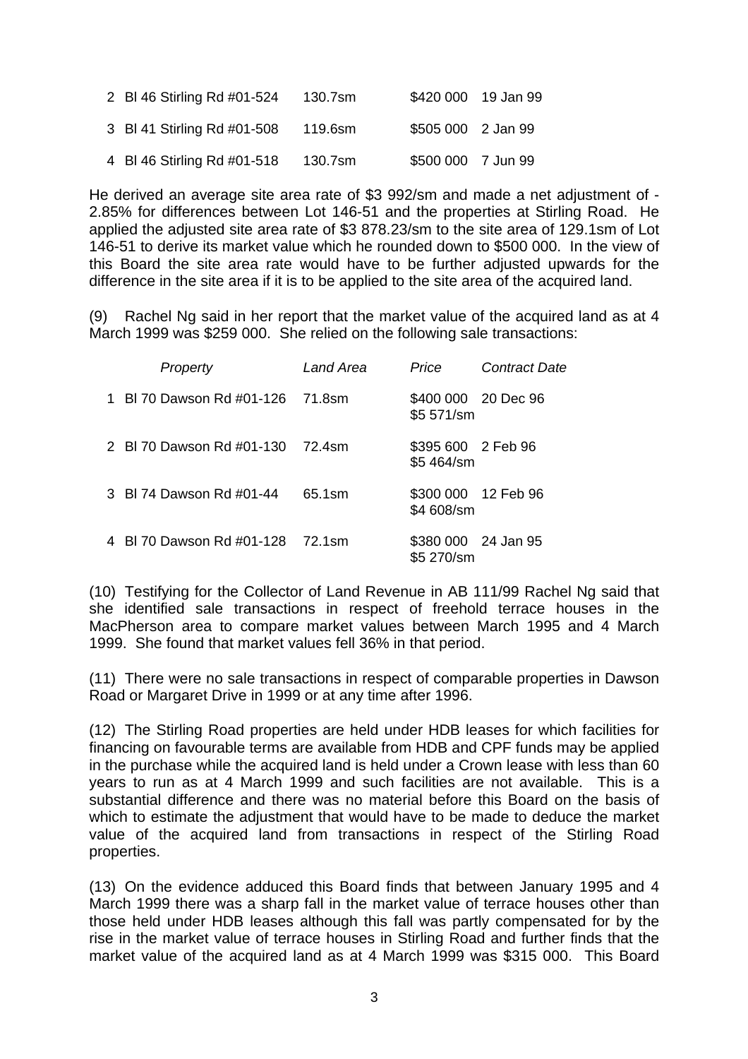| | | | |
|---|---|---|---|
| 2 Bl 46 Stirling Rd #01-524 | 130.7sm | $420 000 | 19 Jan 99 |
| 3 Bl 41 Stirling Rd #01-508 | 119.6sm | $505 000 | 2 Jan 99 |
| 4 Bl 46 Stirling Rd #01-518 | 130.7sm | $500 000 | 7 Jun 99 |

He derived an average site area rate of $3 992/sm and made a net adjustment of -2.85% for differences between Lot 146-51 and the properties at Stirling Road. He applied the adjusted site area rate of $3 878.23/sm to the site area of 129.1sm of Lot 146-51 to derive its market value which he rounded down to $500 000. In the view of this Board the site area rate would have to be further adjusted upwards for the difference in the site area if it is to be applied to the site area of the acquired land.

(9) Rachel Ng said in her report that the market value of the acquired land as at 4 March 1999 was $259 000. She relied on the following sale transactions:

| *Property* | *Land Area* | *Price* | *Contract Date* |
|---|---|---|---|
| 1 Bl 70 Dawson Rd #01-126 | 71.8sm | $400 000<br>$5 571/sm | 20 Dec 96 |
| 2 Bl 70 Dawson Rd #01-130 | 72.4sm | $395 600<br>$5 464/sm | 2 Feb 96 |
| 3 Bl 74 Dawson Rd #01-44 | 65.1sm | $300 000<br>$4 608/sm | 12 Feb 96 |
| 4 Bl 70 Dawson Rd #01-128 | 72.1sm | $380 000<br>$5 270/sm | 24 Jan 95 |

(10) Testifying for the Collector of Land Revenue in AB 111/99 Rachel Ng said that she identified sale transactions in respect of freehold terrace houses in the MacPherson area to compare market values between March 1995 and 4 March 1999. She found that market values fell 36% in that period.

(11) There were no sale transactions in respect of comparable properties in Dawson Road or Margaret Drive in 1999 or at any time after 1996.

(12) The Stirling Road properties are held under HDB leases for which facilities for financing on favourable terms are available from HDB and CPF funds may be applied in the purchase while the acquired land is held under a Crown lease with less than 60 years to run as at 4 March 1999 and such facilities are not available. This is a substantial difference and there was no material before this Board on the basis of which to estimate the adjustment that would have to be made to deduce the market value of the acquired land from transactions in respect of the Stirling Road properties.

(13) On the evidence adduced this Board finds that between January 1995 and 4 March 1999 there was a sharp fall in the market value of terrace houses other than those held under HDB leases although this fall was partly compensated for by the rise in the market value of terrace houses in Stirling Road and further finds that the market value of the acquired land as at 4 March 1999 was $315 000. This Board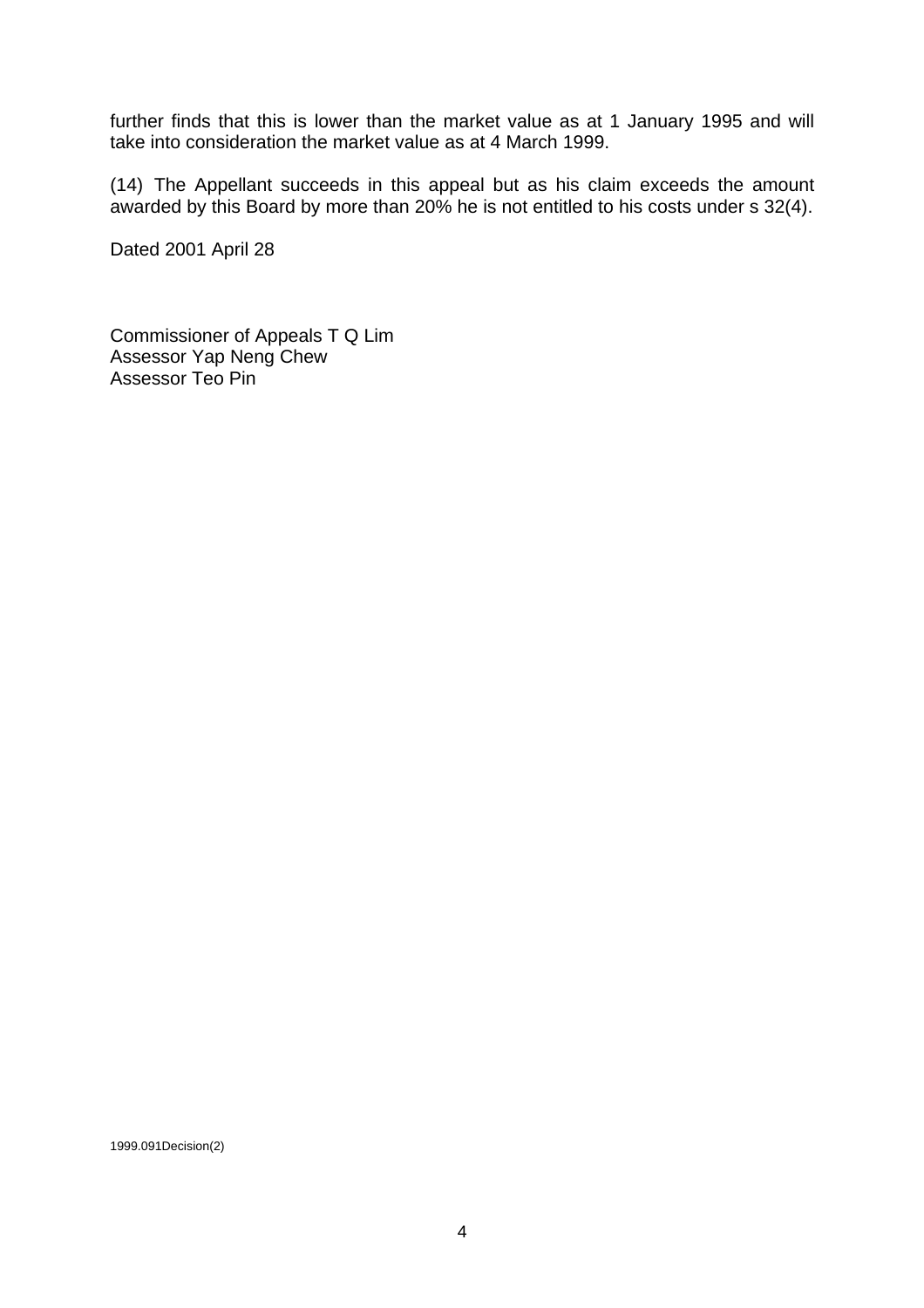further finds that this is lower than the market value as at 1 January 1995 and will take into consideration the market value as at 4 March 1999.

(14) The Appellant succeeds in this appeal but as his claim exceeds the amount awarded by this Board by more than 20% he is not entitled to his costs under s 32(4).

Dated 2001 April 28

Commissioner of Appeals T Q Lim
Assessor Yap Neng Chew
Assessor Teo Pin

1999.091Decision(2)